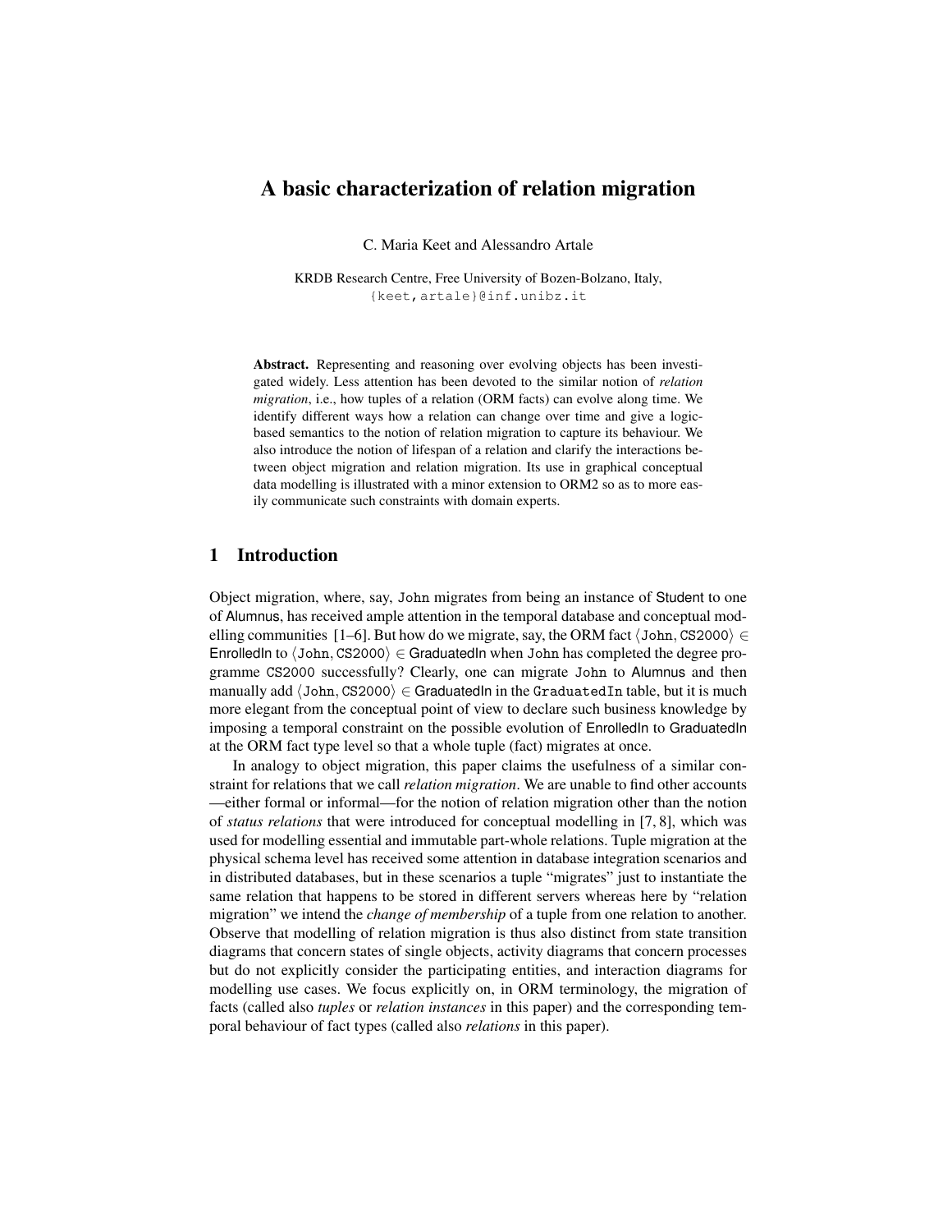# A basic characterization of relation migration

C. Maria Keet and Alessandro Artale

KRDB Research Centre, Free University of Bozen-Bolzano, Italy,
{keet,artale}@inf.unibz.it

**Abstract.** Representing and reasoning over evolving objects has been investigated widely. Less attention has been devoted to the similar notion of *relation migration*, i.e., how tuples of a relation (ORM facts) can evolve along time. We identify different ways how a relation can change over time and give a logic-based semantics to the notion of relation migration to capture its behaviour. We also introduce the notion of lifespan of a relation and clarify the interactions between object migration and relation migration. Its use in graphical conceptual data modelling is illustrated with a minor extension to ORM2 so as to more easily communicate such constraints with domain experts.

## 1 Introduction

Object migration, where, say, John migrates from being an instance of Student to one of Alumnus, has received ample attention in the temporal database and conceptual modelling communities [1–6]. But how do we migrate, say, the ORM fact $\langle \texttt{John}, \texttt{CS2000} \rangle \in$ EnrolledIn to $\langle \texttt{John}, \texttt{CS2000} \rangle \in$ GraduatedIn when John has completed the degree programme CS2000 successfully? Clearly, one can migrate John to Alumnus and then manually add $\langle \texttt{John}, \texttt{CS2000} \rangle \in$ GraduatedIn in the GraduatedIn table, but it is much more elegant from the conceptual point of view to declare such business knowledge by imposing a temporal constraint on the possible evolution of EnrolledIn to GraduatedIn at the ORM fact type level so that a whole tuple (fact) migrates at once.

In analogy to object migration, this paper claims the usefulness of a similar constraint for relations that we call *relation migration*. We are unable to find other accounts —either formal or informal—for the notion of relation migration other than the notion of *status relations* that were introduced for conceptual modelling in [7, 8], which was used for modelling essential and immutable part-whole relations. Tuple migration at the physical schema level has received some attention in database integration scenarios and in distributed databases, but in these scenarios a tuple "migrates" just to instantiate the same relation that happens to be stored in different servers whereas here by "relation migration" we intend the *change of membership* of a tuple from one relation to another. Observe that modelling of relation migration is thus also distinct from state transition diagrams that concern states of single objects, activity diagrams that concern processes but do not explicitly consider the participating entities, and interaction diagrams for modelling use cases. We focus explicitly on, in ORM terminology, the migration of facts (called also *tuples* or *relation instances* in this paper) and the corresponding temporal behaviour of fact types (called also *relations* in this paper).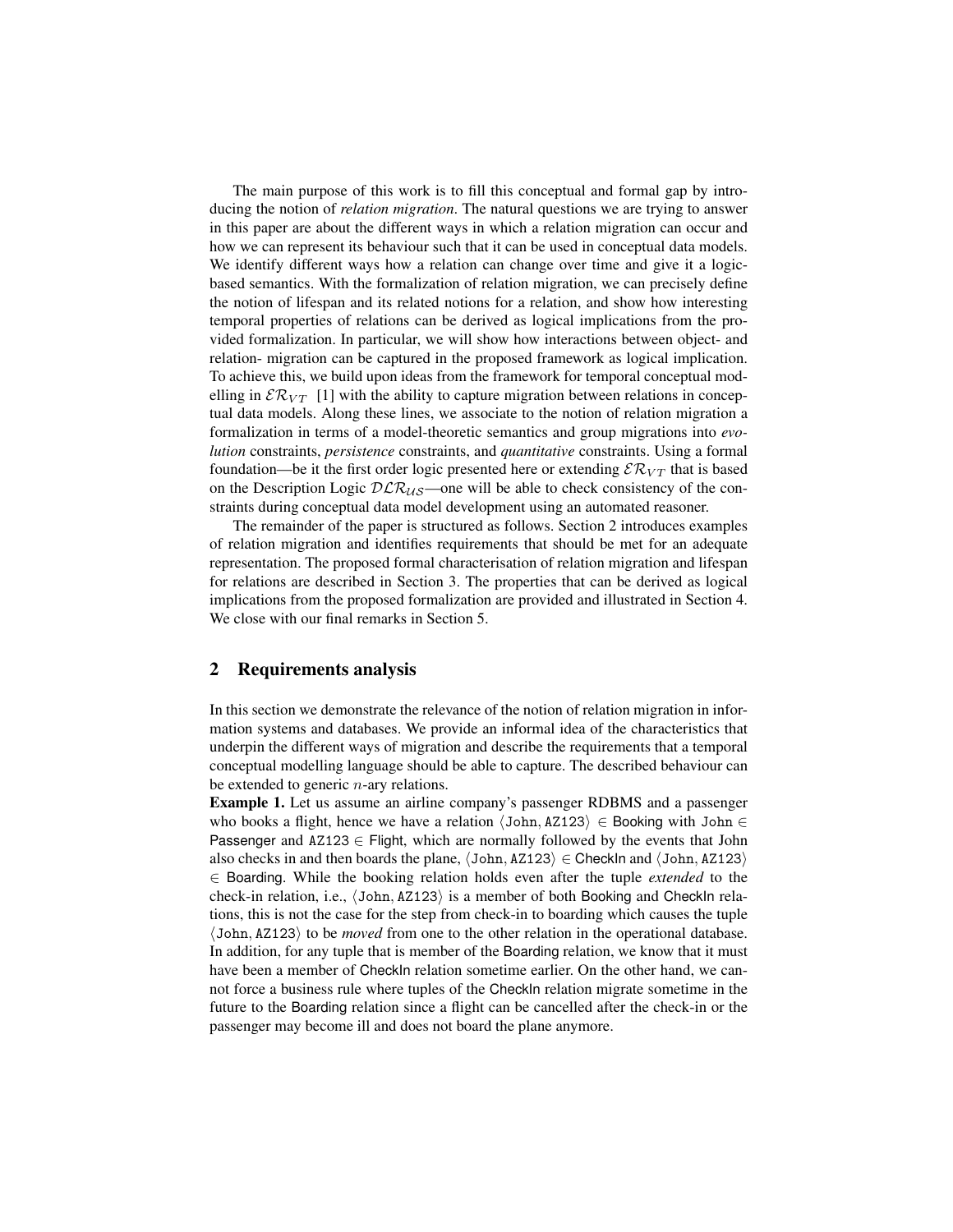The main purpose of this work is to fill this conceptual and formal gap by introducing the notion of *relation migration*. The natural questions we are trying to answer in this paper are about the different ways in which a relation migration can occur and how we can represent its behaviour such that it can be used in conceptual data models. We identify different ways how a relation can change over time and give it a logic-based semantics. With the formalization of relation migration, we can precisely define the notion of lifespan and its related notions for a relation, and show how interesting temporal properties of relations can be derived as logical implications from the provided formalization. In particular, we will show how interactions between object- and relation- migration can be captured in the proposed framework as logical implication. To achieve this, we build upon ideas from the framework for temporal conceptual modelling in $\mathcal{ER}_{VT}$ [1] with the ability to capture migration between relations in conceptual data models. Along these lines, we associate to the notion of relation migration a formalization in terms of a model-theoretic semantics and group migrations into *evolution* constraints, *persistence* constraints, and *quantitative* constraints. Using a formal foundation—be it the first order logic presented here or extending $\mathcal{ER}_{VT}$ that is based on the Description Logic $\mathcal{DLR}_{\mathcal{US}}$—one will be able to check consistency of the constraints during conceptual data model development using an automated reasoner.

The remainder of the paper is structured as follows. Section 2 introduces examples of relation migration and identifies requirements that should be met for an adequate representation. The proposed formal characterisation of relation migration and lifespan for relations are described in Section 3. The properties that can be derived as logical implications from the proposed formalization are provided and illustrated in Section 4. We close with our final remarks in Section 5.

## 2 Requirements analysis

In this section we demonstrate the relevance of the notion of relation migration in information systems and databases. We provide an informal idea of the characteristics that underpin the different ways of migration and describe the requirements that a temporal conceptual modelling language should be able to capture. The described behaviour can be extended to generic $n$-ary relations.

**Example 1.** Let us assume an airline company's passenger RDBMS and a passenger who books a flight, hence we have a relation $\langle \texttt{John}, \texttt{AZ123} \rangle \in \mathsf{Booking}$ with $\texttt{John} \in \mathsf{Passenger}$ and $\texttt{AZ123} \in \mathsf{Flight}$, which are normally followed by the events that John also checks in and then boards the plane, $\langle \texttt{John}, \texttt{AZ123} \rangle \in \mathsf{CheckIn}$ and $\langle \texttt{John}, \texttt{AZ123} \rangle \in \mathsf{Boarding}$. While the booking relation holds even after the tuple *extended* to the check-in relation, i.e., $\langle \texttt{John}, \texttt{AZ123} \rangle$ is a member of both Booking and CheckIn relations, this is not the case for the step from check-in to boarding which causes the tuple $\langle \texttt{John}, \texttt{AZ123} \rangle$ to be *moved* from one to the other relation in the operational database. In addition, for any tuple that is member of the Boarding relation, we know that it must have been a member of CheckIn relation sometime earlier. On the other hand, we cannot force a business rule where tuples of the CheckIn relation migrate sometime in the future to the Boarding relation since a flight can be cancelled after the check-in or the passenger may become ill and does not board the plane anymore.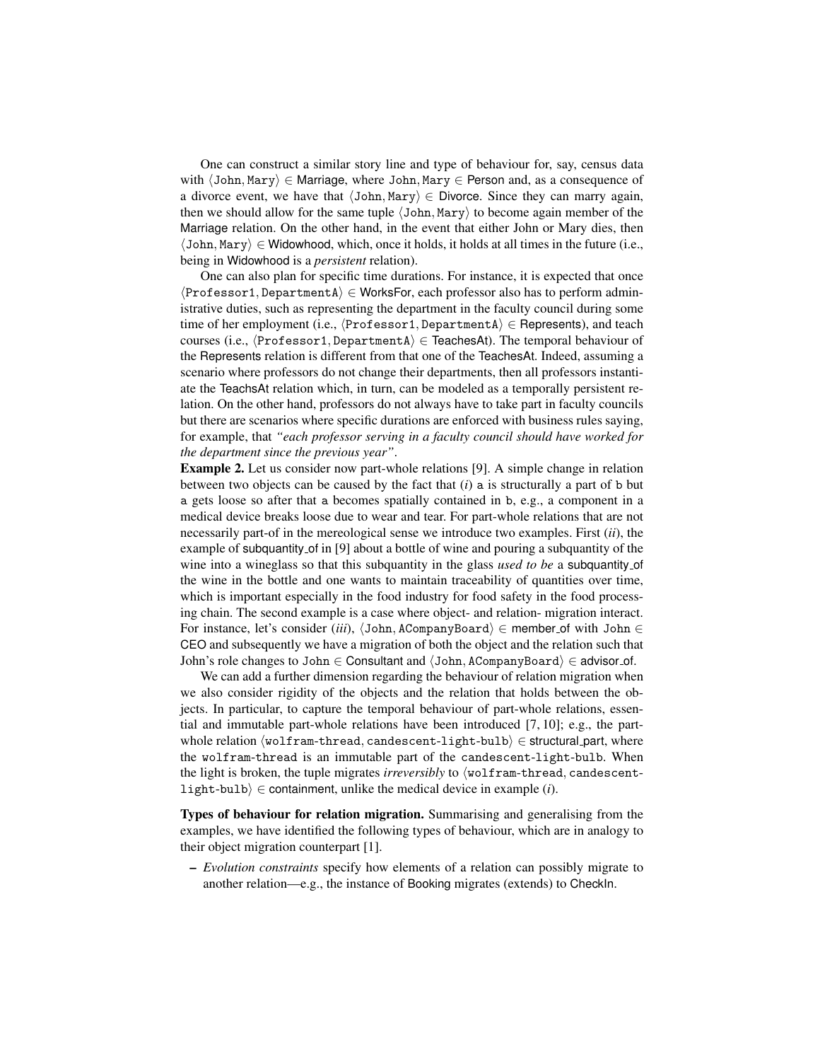One can construct a similar story line and type of behaviour for, say, census data with $\langle \texttt{John}, \texttt{Mary} \rangle \in$ Marriage, where $\texttt{John}, \texttt{Mary} \in$ Person and, as a consequence of a divorce event, we have that $\langle \texttt{John}, \texttt{Mary} \rangle \in$ Divorce. Since they can marry again, then we should allow for the same tuple $\langle \texttt{John}, \texttt{Mary} \rangle$ to become again member of the Marriage relation. On the other hand, in the event that either John or Mary dies, then $\langle \texttt{John}, \texttt{Mary} \rangle \in$ Widowhood, which, once it holds, it holds at all times in the future (i.e., being in Widowhood is a *persistent* relation).

One can also plan for specific time durations. For instance, it is expected that once $\langle \texttt{Professor1}, \texttt{DepartmentA} \rangle \in$ WorksFor, each professor also has to perform administrative duties, such as representing the department in the faculty council during some time of her employment (i.e., $\langle \texttt{Professor1}, \texttt{DepartmentA} \rangle \in$ Represents), and teach courses (i.e., $\langle \texttt{Professor1}, \texttt{DepartmentA} \rangle \in$ TeachesAt). The temporal behaviour of the Represents relation is different from that one of the TeachesAt. Indeed, assuming a scenario where professors do not change their departments, then all professors instantiate the TeachsAt relation which, in turn, can be modeled as a temporally persistent relation. On the other hand, professors do not always have to take part in faculty councils but there are scenarios where specific durations are enforced with business rules saying, for example, that *"each professor serving in a faculty council should have worked for the department since the previous year"*.

**Example 2.** Let us consider now part-whole relations [9]. A simple change in relation between two objects can be caused by the fact that (*i*) a is structurally a part of b but a gets loose so after that a becomes spatially contained in b, e.g., a component in a medical device breaks loose due to wear and tear. For part-whole relations that are not necessarily part-of in the mereological sense we introduce two examples. First (*ii*), the example of subquantity_of in [9] about a bottle of wine and pouring a subquantity of the wine into a wineglass so that this subquantity in the glass *used to be* a subquantity_of the wine in the bottle and one wants to maintain traceability of quantities over time, which is important especially in the food industry for food safety in the food processing chain. The second example is a case where object- and relation- migration interact. For instance, let's consider (*iii*), $\langle \texttt{John}, \texttt{ACompanyBoard} \rangle \in$ member_of with $\texttt{John} \in$ CEO and subsequently we have a migration of both the object and the relation such that John's role changes to $\texttt{John} \in$ Consultant and $\langle \texttt{John}, \texttt{ACompanyBoard} \rangle \in$ advisor_of.

We can add a further dimension regarding the behaviour of relation migration when we also consider rigidity of the objects and the relation that holds between the objects. In particular, to capture the temporal behaviour of part-whole relations, essential and immutable part-whole relations have been introduced [7, 10]; e.g., the part-whole relation $\langle \texttt{wolfram-thread}, \texttt{candescent-light-bulb} \rangle \in$ structural_part, where the wolfram-thread is an immutable part of the candescent-light-bulb. When the light is broken, the tuple migrates *irreversibly* to $\langle \texttt{wolfram-thread}, \texttt{candescent-light-bulb} \rangle \in$ containment, unlike the medical device in example (*i*).

**Types of behaviour for relation migration.** Summarising and generalising from the examples, we have identified the following types of behaviour, which are in analogy to their object migration counterpart [1].

- *Evolution constraints* specify how elements of a relation can possibly migrate to another relation—e.g., the instance of Booking migrates (extends) to CheckIn.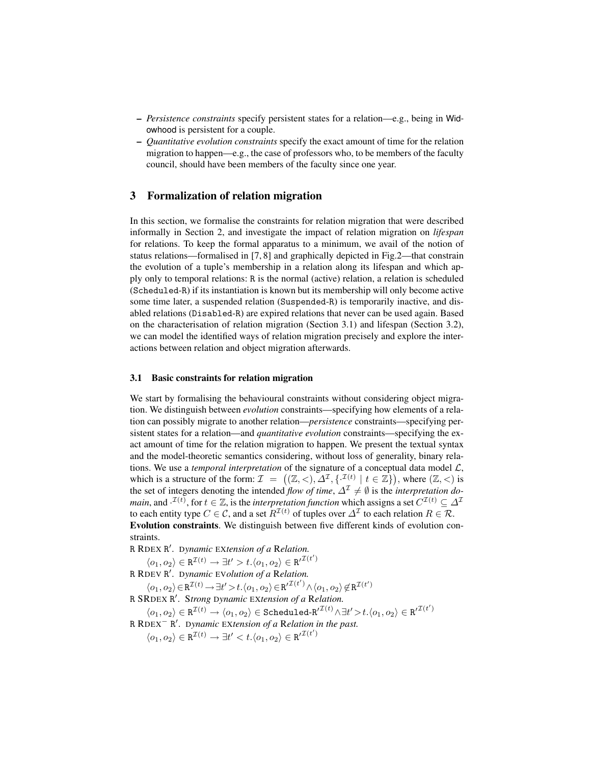- *Persistence constraints* specify persistent states for a relation—e.g., being in Widowhood is persistent for a couple.
- *Quantitative evolution constraints* specify the exact amount of time for the relation migration to happen—e.g., the case of professors who, to be members of the faculty council, should have been members of the faculty since one year.

## 3 Formalization of relation migration

In this section, we formalise the constraints for relation migration that were described informally in Section 2, and investigate the impact of relation migration on *lifespan* for relations. To keep the formal apparatus to a minimum, we avail of the notion of status relations—formalised in [7, 8] and graphically depicted in Fig.2—that constrain the evolution of a tuple's membership in a relation along its lifespan and which apply only to temporal relations: `R` is the normal (active) relation, a relation is scheduled (`Scheduled-R`) if its instantiation is known but its membership will only become active some time later, a suspended relation (`Suspended-R`) is temporarily inactive, and disabled relations (`Disabled-R`) are expired relations that never can be used again. Based on the characterisation of relation migration (Section 3.1) and lifespan (Section 3.2), we can model the identified ways of relation migration precisely and explore the interactions between relation and object migration afterwards.

### 3.1 Basic constraints for relation migration

We start by formalising the behavioural constraints without considering object migration. We distinguish between *evolution* constraints—specifying how elements of a relation can possibly migrate to another relation—*persistence* constraints—specifying persistent states for a relation—and *quantitative evolution* constraints—specifying the exact amount of time for the relation migration to happen. We present the textual syntax and the model-theoretic semantics considering, without loss of generality, binary relations. We use a *temporal interpretation* of the signature of a conceptual data model $\mathcal{L}$, which is a structure of the form: $\mathcal{I} = \big((\mathbb{Z},<), \Delta^{\mathcal{I}}, \{\cdot^{\mathcal{I}(t)} \mid t \in \mathbb{Z}\}\big)$, where $(\mathbb{Z},<)$ is the set of integers denoting the intended *flow of time*, $\Delta^{\mathcal{I}} \neq \emptyset$ is the *interpretation domain*, and $\cdot^{\mathcal{I}(t)}$, for $t \in \mathbb{Z}$, is the *interpretation function* which assigns a set $C^{\mathcal{I}(t)} \subseteq \Delta^{\mathcal{I}}$ to each entity type $C \in \mathcal{C}$, and a set $R^{\mathcal{I}(t)}$ of tuples over $\Delta^{\mathcal{I}}$ to each relation $R \in \mathcal{R}$.

**Evolution constraints**. We distinguish between five different kinds of evolution constraints.

R RDEX R$'$. D*ynamic* EX*tension of a* R*elation.*

$$\langle o_1, o_2\rangle \in \mathtt{R}^{\mathcal{I}(t)} \rightarrow \exists t' > t. \langle o_1, o_2\rangle \in \mathtt{R'}^{\mathcal{I}(t')}$$

R RDEV R$'$. D*ynamic* EV*olution of a* R*elation.*

$$\langle o_1, o_2\rangle \in \mathtt{R}^{\mathcal{I}(t)} \rightarrow \exists t' > t. \langle o_1, o_2\rangle \in \mathtt{R'}^{\mathcal{I}(t')} \wedge \langle o_1, o_2\rangle \notin \mathtt{R}^{\mathcal{I}(t')}$$

R SRDEX R$'$. S*trong* D*ynamic* EX*tension of a* R*elation.*

$$\langle o_1, o_2\rangle \in \mathtt{R}^{\mathcal{I}(t)} \rightarrow \langle o_1, o_2\rangle \in \mathtt{Scheduled\text{-}R'}^{\mathcal{I}(t)} \wedge \exists t' > t. \langle o_1, o_2\rangle \in \mathtt{R'}^{\mathcal{I}(t')}$$

R RDEX$^-$ R$'$. D*ynamic* EX*tension of a* R*elation in the past.*

$$\langle o_1, o_2\rangle \in \mathtt{R}^{\mathcal{I}(t)} \rightarrow \exists t' < t. \langle o_1, o_2\rangle \in \mathtt{R'}^{\mathcal{I}(t')}$$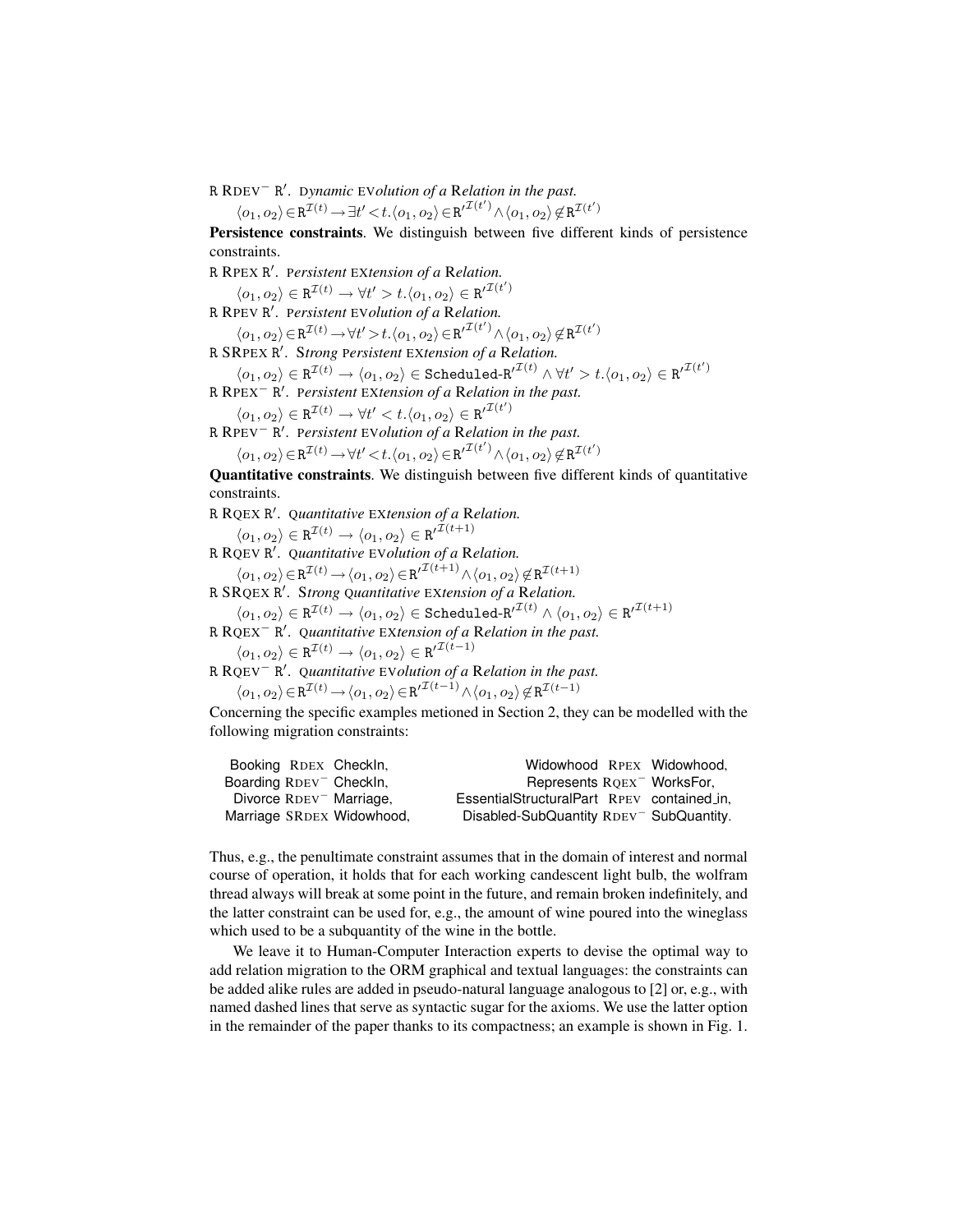R RDEV$^-$ R$'$. D*ynamic* EV*olution of a* R*elation in the past.*

$\langle o_1, o_2 \rangle \in \mathtt{R}^{\mathcal{I}(t)} \rightarrow \exists t' < t. \langle o_1, o_2 \rangle \in \mathtt{R'}^{\mathcal{I}(t')} \wedge \langle o_1, o_2 \rangle \notin \mathtt{R}^{\mathcal{I}(t')}$

**Persistence constraints**. We distinguish between five different kinds of persistence constraints.

R RPEX R$'$. P*ersistent* EX*tension of a* R*elation.*

$\langle o_1, o_2 \rangle \in \mathtt{R}^{\mathcal{I}(t)} \rightarrow \forall t' > t. \langle o_1, o_2 \rangle \in \mathtt{R'}^{\mathcal{I}(t')}$

R RPEV R$'$. P*ersistent* EV*olution of a* R*elation.*

$\langle o_1, o_2 \rangle \in \mathtt{R}^{\mathcal{I}(t)} \rightarrow \forall t' > t. \langle o_1, o_2 \rangle \in \mathtt{R'}^{\mathcal{I}(t')} \wedge \langle o_1, o_2 \rangle \notin \mathtt{R}^{\mathcal{I}(t')}$

R SRPEX R$'$. S*trong* P*ersistent* EX*tension of a* R*elation.*

$\langle o_1, o_2 \rangle \in \mathtt{R}^{\mathcal{I}(t)} \rightarrow \langle o_1, o_2 \rangle \in \mathtt{Scheduled\text{-}R'}^{\mathcal{I}(t)} \wedge \forall t' > t. \langle o_1, o_2 \rangle \in \mathtt{R'}^{\mathcal{I}(t')}$

R RPEX$^-$ R$'$. P*ersistent* EX*tension of a* R*elation in the past.*

$\langle o_1, o_2 \rangle \in \mathtt{R}^{\mathcal{I}(t)} \rightarrow \forall t' < t. \langle o_1, o_2 \rangle \in \mathtt{R'}^{\mathcal{I}(t')}$

R RPEV$^-$ R$'$. P*ersistent* EV*olution of a* R*elation in the past.*

$\langle o_1, o_2 \rangle \in \mathtt{R}^{\mathcal{I}(t)} \rightarrow \forall t' < t. \langle o_1, o_2 \rangle \in \mathtt{R'}^{\mathcal{I}(t')} \wedge \langle o_1, o_2 \rangle \notin \mathtt{R}^{\mathcal{I}(t')}$

**Quantitative constraints**. We distinguish between five different kinds of quantitative constraints.

R RQEX R$'$. Q*uantitative* EX*tension of a* R*elation.*

$\langle o_1, o_2 \rangle \in \mathtt{R}^{\mathcal{I}(t)} \rightarrow \langle o_1, o_2 \rangle \in \mathtt{R'}^{\mathcal{I}(t+1)}$

R RQEV R$'$. Q*uantitative* EV*olution of a* R*elation.*

$\langle o_1, o_2 \rangle \in \mathtt{R}^{\mathcal{I}(t)} \rightarrow \langle o_1, o_2 \rangle \in \mathtt{R'}^{\mathcal{I}(t+1)} \wedge \langle o_1, o_2 \rangle \notin \mathtt{R}^{\mathcal{I}(t+1)}$

R SRQEX R$'$. S*trong* Q*uantitative* EX*tension of a* R*elation.*

$\langle o_1, o_2 \rangle \in \mathtt{R}^{\mathcal{I}(t)} \rightarrow \langle o_1, o_2 \rangle \in \mathtt{Scheduled\text{-}R'}^{\mathcal{I}(t)} \wedge \langle o_1, o_2 \rangle \in \mathtt{R'}^{\mathcal{I}(t+1)}$

R RQEX$^-$ R$'$. Q*uantitative* EX*tension of a* R*elation in the past.*

$\langle o_1, o_2 \rangle \in \mathtt{R}^{\mathcal{I}(t)} \rightarrow \langle o_1, o_2 \rangle \in \mathtt{R'}^{\mathcal{I}(t-1)}$

R RQEV$^-$ R$'$. Q*uantitative* EV*olution of a* R*elation in the past.*

$\langle o_1, o_2 \rangle \in \mathtt{R}^{\mathcal{I}(t)} \rightarrow \langle o_1, o_2 \rangle \in \mathtt{R'}^{\mathcal{I}(t-1)} \wedge \langle o_1, o_2 \rangle \notin \mathtt{R}^{\mathcal{I}(t-1)}$

Concerning the specific examples metioned in Section 2, they can be modelled with the following migration constraints:

Booking RDEX CheckIn,
Boarding RDEV$^-$ CheckIn,
Divorce RDEV$^-$ Marriage,
Marriage SRDEX Widowhood,
Widowhood RPEX Widowhood,
Represents RQEX$^-$ WorksFor,
EssentialStructuralPart RPEV contained_in,
Disabled-SubQuantity RDEV$^-$ SubQuantity.

Thus, e.g., the penultimate constraint assumes that in the domain of interest and normal course of operation, it holds that for each working candescent light bulb, the wolfram thread always will break at some point in the future, and remain broken indefinitely, and the latter constraint can be used for, e.g., the amount of wine poured into the wineglass which used to be a subquantity of the wine in the bottle.

We leave it to Human-Computer Interaction experts to devise the optimal way to add relation migration to the ORM graphical and textual languages: the constraints can be added alike rules are added in pseudo-natural language analogous to [2] or, e.g., with named dashed lines that serve as syntactic sugar for the axioms. We use the latter option in the remainder of the paper thanks to its compactness; an example is shown in Fig. 1.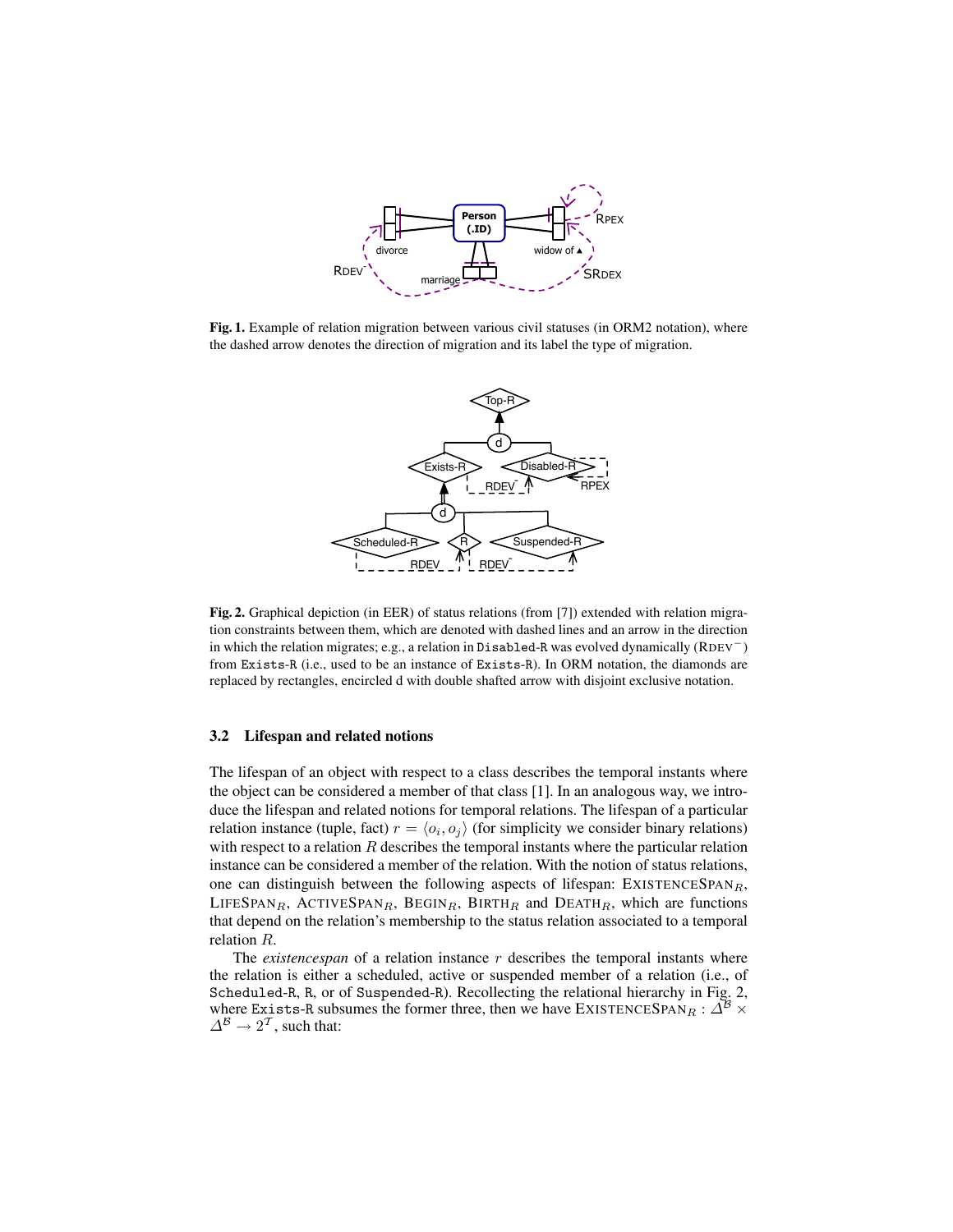**Fig. 1.** Example of relation migration between various civil statuses (in ORM2 notation), where the dashed arrow denotes the direction of migration and its label the type of migration.

**Fig. 2.** Graphical depiction (in EER) of status relations (from [7]) extended with relation migration constraints between them, which are denoted with dashed lines and an arrow in the direction in which the relation migrates; e.g., a relation in `Disabled-R` was evolved dynamically (RDEV$^{-}$) from `Exists-R` (i.e., used to be an instance of `Exists-R`). In ORM notation, the diamonds are replaced by rectangles, encircled d with double shafted arrow with disjoint exclusive notation.

### 3.2 Lifespan and related notions

The lifespan of an object with respect to a class describes the temporal instants where the object can be considered a member of that class [1]. In an analogous way, we introduce the lifespan and related notions for temporal relations. The lifespan of a particular relation instance (tuple, fact) $r = \langle o_i, o_j \rangle$ (for simplicity we consider binary relations) with respect to a relation $R$ describes the temporal instants where the particular relation instance can be considered a member of the relation. With the notion of status relations, one can distinguish between the following aspects of lifespan: $\text{EXISTENCESPAN}_R$, $\text{LIFESPAN}_R$, $\text{ACTIVESPAN}_R$, $\text{BEGIN}_R$, $\text{BIRTH}_R$ and $\text{DEATH}_R$, which are functions that depend on the relation's membership to the status relation associated to a temporal relation $R$.

The *existencespan* of a relation instance $r$ describes the temporal instants where the relation is either a scheduled, active or suspended member of a relation (i.e., of `Scheduled-R`, `R`, or of `Suspended-R`). Recollecting the relational hierarchy in Fig. 2, where `Exists-R` subsumes the former three, then we have $\text{EXISTENCESPAN}_R : \Delta^{\mathcal{B}} \times \Delta^{\mathcal{B}} \rightarrow 2^{\mathcal{T}}$, such that: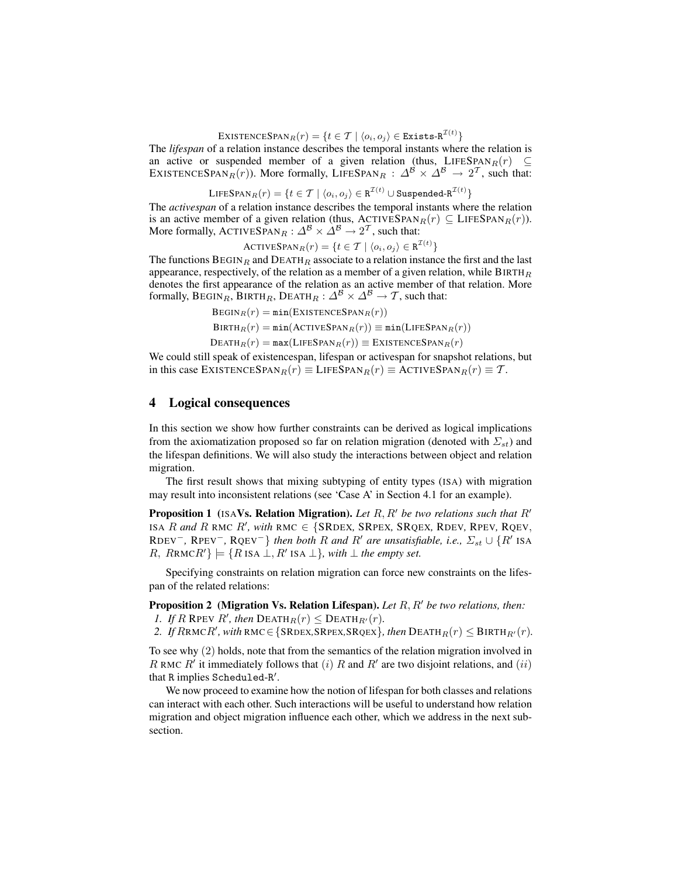$$\text{EXISTENCESPAN}_R(r) = \{t \in \mathcal{T} \mid \langle o_i, o_j \rangle \in \texttt{Exists-R}^{\mathcal{I}(t)}\}$$

The *lifespan* of a relation instance describes the temporal instants where the relation is an active or suspended member of a given relation (thus, $\text{LIFESPAN}_R(r) \subseteq \text{EXISTENCESPAN}_R(r)$). More formally, $\text{LIFESPAN}_R : \Delta^{\mathcal{B}} \times \Delta^{\mathcal{B}} \rightarrow 2^{\mathcal{T}}$, such that:

$$\text{LIFESPAN}_R(r) = \{t \in \mathcal{T} \mid \langle o_i, o_j \rangle \in \texttt{R}^{\mathcal{I}(t)} \cup \texttt{Suspended-R}^{\mathcal{I}(t)}\}$$

The *activespan* of a relation instance describes the temporal instants where the relation is an active member of a given relation (thus, $\text{ACTIVESPAN}_R(r) \subseteq \text{LIFESPAN}_R(r)$). More formally, $\text{ACTIVESPAN}_R : \Delta^{\mathcal{B}} \times \Delta^{\mathcal{B}} \rightarrow 2^{\mathcal{T}}$, such that:

$$\text{ACTIVESPAN}_R(r) = \{t \in \mathcal{T} \mid \langle o_i, o_j \rangle \in \texttt{R}^{\mathcal{I}(t)}\}$$

The functions $\text{BEGIN}_R$ and $\text{DEATH}_R$ associate to a relation instance the first and the last appearance, respectively, of the relation as a member of a given relation, while $\text{BIRTH}_R$ denotes the first appearance of the relation as an active member of that relation. More formally, $\text{BEGIN}_R$, $\text{BIRTH}_R$, $\text{DEATH}_R : \Delta^{\mathcal{B}} \times \Delta^{\mathcal{B}} \rightarrow \mathcal{T}$, such that:

$$\text{BEGIN}_R(r) = \texttt{min}(\text{EXISTENCESPAN}_R(r))$$

$$\text{BIRTH}_R(r) = \texttt{min}(\text{ACTIVESPAN}_R(r)) \equiv \texttt{min}(\text{LIFESPAN}_R(r))$$

$$\text{DEATH}_R(r) = \texttt{max}(\text{LIFESPAN}_R(r)) \equiv \text{EXISTENCESPAN}_R(r)$$

We could still speak of existencespan, lifespan or activespan for snapshot relations, but in this case $\text{EXISTENCESPAN}_R(r) \equiv \text{LIFESPAN}_R(r) \equiv \text{ACTIVESPAN}_R(r) \equiv \mathcal{T}$.

## 4 Logical consequences

In this section we show how further constraints can be derived as logical implications from the axiomatization proposed so far on relation migration (denoted with $\Sigma_{st}$) and the lifespan definitions. We will also study the interactions between object and relation migration.

The first result shows that mixing subtyping of entity types (ISA) with migration may result into inconsistent relations (see 'Case A' in Section 4.1 for an example).

**Proposition 1 (ISA Vs. Relation Migration).** *Let $R, R'$ be two relations such that $R'$ ISA $R$ and $R$ RMC $R'$, with RMC $\in$ {SRDEX, SRPEX, SRQEX, RDEV, RPEV, RQEV, RDEV$^-$, RPEV$^-$, RQEV$^-$} then both $R$ and $R'$ are unsatisfiable, i.e., $\Sigma_{st} \cup \{R'$ ISA $R$, $R$RMC$R'\} \models \{R$ ISA $\bot, R'$ ISA $\bot\}$, with $\bot$ the empty set.*

Specifying constraints on relation migration can force new constraints on the lifespan of the related relations:

**Proposition 2 (Migration Vs. Relation Lifespan).** *Let $R, R'$ be two relations, then:*
1. *If $R$ RPEV $R'$, then $\text{DEATH}_R(r) \leq \text{DEATH}_{R'}(r)$.*
2. *If $R$RMC$R'$, with RMC$\in$ {SRDEX,SRPEX,SRQEX}, then $\text{DEATH}_R(r) \leq \text{BIRTH}_{R'}(r)$.*

To see why (2) holds, note that from the semantics of the relation migration involved in $R$ RMC $R'$ it immediately follows that $(i)$ $R$ and $R'$ are two disjoint relations, and $(ii)$ that $\texttt{R}$ implies $\texttt{Scheduled-R'}$.

We now proceed to examine how the notion of lifespan for both classes and relations can interact with each other. Such interactions will be useful to understand how relation migration and object migration influence each other, which we address in the next subsection.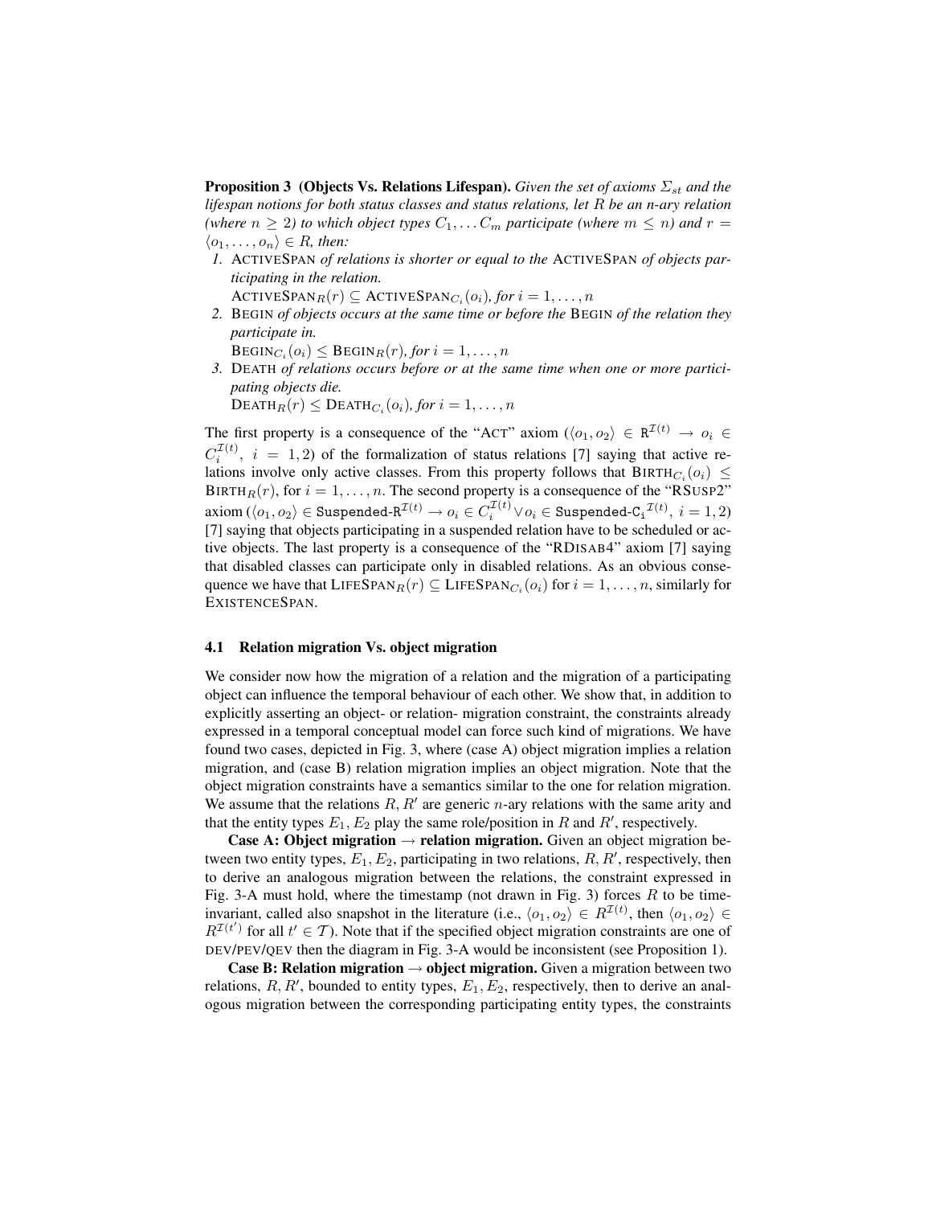**Proposition 3 (Objects Vs. Relations Lifespan).** *Given the set of axioms $\Sigma_{st}$ and the lifespan notions for both status classes and status relations, let $R$ be an n-ary relation (where $n \geq 2$) to which object types $C_1, \ldots C_m$ participate (where $m \leq n$) and $r = \langle o_1, \ldots, o_n \rangle \in R$, then:*

1. ActiveSpan *of relations is shorter or equal to the* ActiveSpan *of objects participating in the relation.*
   $\text{ActiveSpan}_R(r) \subseteq \text{ActiveSpan}_{C_i}(o_i)$*, for* $i = 1, \ldots, n$
2. Begin *of objects occurs at the same time or before the* Begin *of the relation they participate in.*
   $\text{Begin}_{C_i}(o_i) \leq \text{Begin}_R(r)$*, for* $i = 1, \ldots, n$
3. Death *of relations occurs before or at the same time when one or more participating objects die.*
   $\text{Death}_R(r) \leq \text{Death}_{C_i}(o_i)$*, for* $i = 1, \ldots, n$

The first property is a consequence of the "Act" axiom ($\langle o_1, o_2 \rangle \in \mathtt{R}^{\mathcal{I}(t)} \rightarrow o_i \in C_i^{\mathcal{I}(t)},\ i = 1, 2$) of the formalization of status relations [7] saying that active relations involve only active classes. From this property follows that $\text{Birth}_{C_i}(o_i) \leq \text{Birth}_R(r)$, for $i = 1, \ldots, n$. The second property is a consequence of the "RSusp2" axiom ($\langle o_1, o_2 \rangle \in \mathtt{Suspended\text{-}R}^{\mathcal{I}(t)} \rightarrow o_i \in C_i^{\mathcal{I}(t)} \vee o_i \in \mathtt{Suspended\text{-}C_i}^{\mathcal{I}(t)},\ i = 1, 2$) [7] saying that objects participating in a suspended relation have to be scheduled or active objects. The last property is a consequence of the "RDisab4" axiom [7] saying that disabled classes can participate only in disabled relations. As an obvious consequence we have that $\text{LifeSpan}_R(r) \subseteq \text{LifeSpan}_{C_i}(o_i)$ for $i = 1, \ldots, n$, similarly for ExistenceSpan.

### 4.1 Relation migration Vs. object migration

We consider now how the migration of a relation and the migration of a participating object can influence the temporal behaviour of each other. We show that, in addition to explicitly asserting an object- or relation- migration constraint, the constraints already expressed in a temporal conceptual model can force such kind of migrations. We have found two cases, depicted in Fig. 3, where (case A) object migration implies a relation migration, and (case B) relation migration implies an object migration. Note that the object migration constraints have a semantics similar to the one for relation migration. We assume that the relations $R, R'$ are generic $n$-ary relations with the same arity and that the entity types $E_1, E_2$ play the same role/position in $R$ and $R'$, respectively.

**Case A: Object migration → relation migration.** Given an object migration between two entity types, $E_1, E_2$, participating in two relations, $R, R'$, respectively, then to derive an analogous migration between the relations, the constraint expressed in Fig. 3-A must hold, where the timestamp (not drawn in Fig. 3) forces $R$ to be time-invariant, called also snapshot in the literature (i.e., $\langle o_1, o_2 \rangle \in R^{\mathcal{I}(t)}$, then $\langle o_1, o_2 \rangle \in R^{\mathcal{I}(t')}$ for all $t' \in \mathcal{T}$). Note that if the specified object migration constraints are one of dev/pev/qev then the diagram in Fig. 3-A would be inconsistent (see Proposition 1).

**Case B: Relation migration → object migration.** Given a migration between two relations, $R, R'$, bounded to entity types, $E_1, E_2$, respectively, then to derive an analogous migration between the corresponding participating entity types, the constraints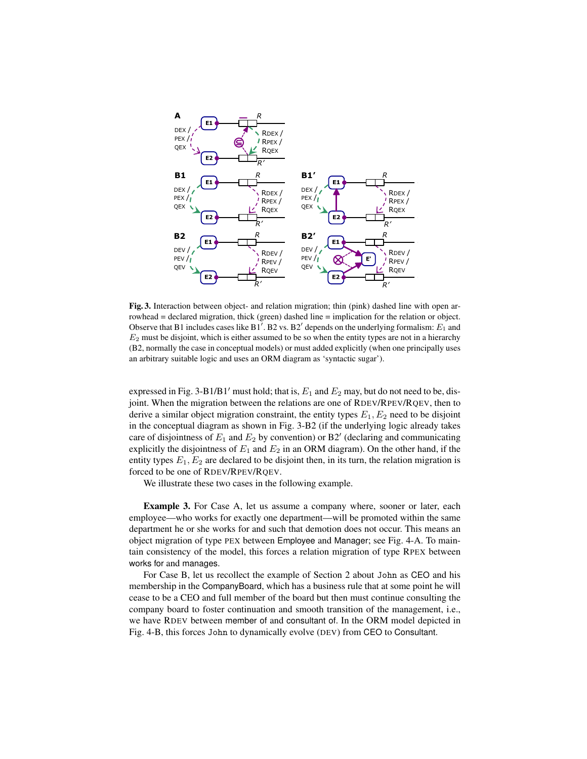**Fig. 3.** Interaction between object- and relation migration; thin (pink) dashed line with open arrowhead = declared migration, thick (green) dashed line = implication for the relation or object. Observe that B1 includes cases like B1′. B2 vs. B2′ depends on the underlying formalism: $E_1$ and $E_2$ must be disjoint, which is either assumed to be so when the entity types are not in a hierarchy (B2, normally the case in conceptual models) or must added explicitly (when one principally uses an arbitrary suitable logic and uses an ORM diagram as 'syntactic sugar').

expressed in Fig. 3-B1/B1′ must hold; that is, $E_1$ and $E_2$ may, but do not need to be, disjoint. When the migration between the relations are one of RDEV/RPEV/RQEV, then to derive a similar object migration constraint, the entity types $E_1, E_2$ need to be disjoint in the conceptual diagram as shown in Fig. 3-B2 (if the underlying logic already takes care of disjointness of $E_1$ and $E_2$ by convention) or B2′ (declaring and communicating explicitly the disjointness of $E_1$ and $E_2$ in an ORM diagram). On the other hand, if the entity types $E_1, E_2$ are declared to be disjoint then, in its turn, the relation migration is forced to be one of RDEV/RPEV/RQEV.

We illustrate these two cases in the following example.

**Example 3.** For Case A, let us assume a company where, sooner or later, each employee—who works for exactly one department—will be promoted within the same department he or she works for and such that demotion does not occur. This means an object migration of type PEX between Employee and Manager; see Fig. 4-A. To maintain consistency of the model, this forces a relation migration of type RPEX between works for and manages.

For Case B, let us recollect the example of Section 2 about John as CEO and his membership in the CompanyBoard, which has a business rule that at some point he will cease to be a CEO and full member of the board but then must continue consulting the company board to foster continuation and smooth transition of the management, i.e., we have RDEV between member of and consultant of. In the ORM model depicted in Fig. 4-B, this forces John to dynamically evolve (DEV) from CEO to Consultant.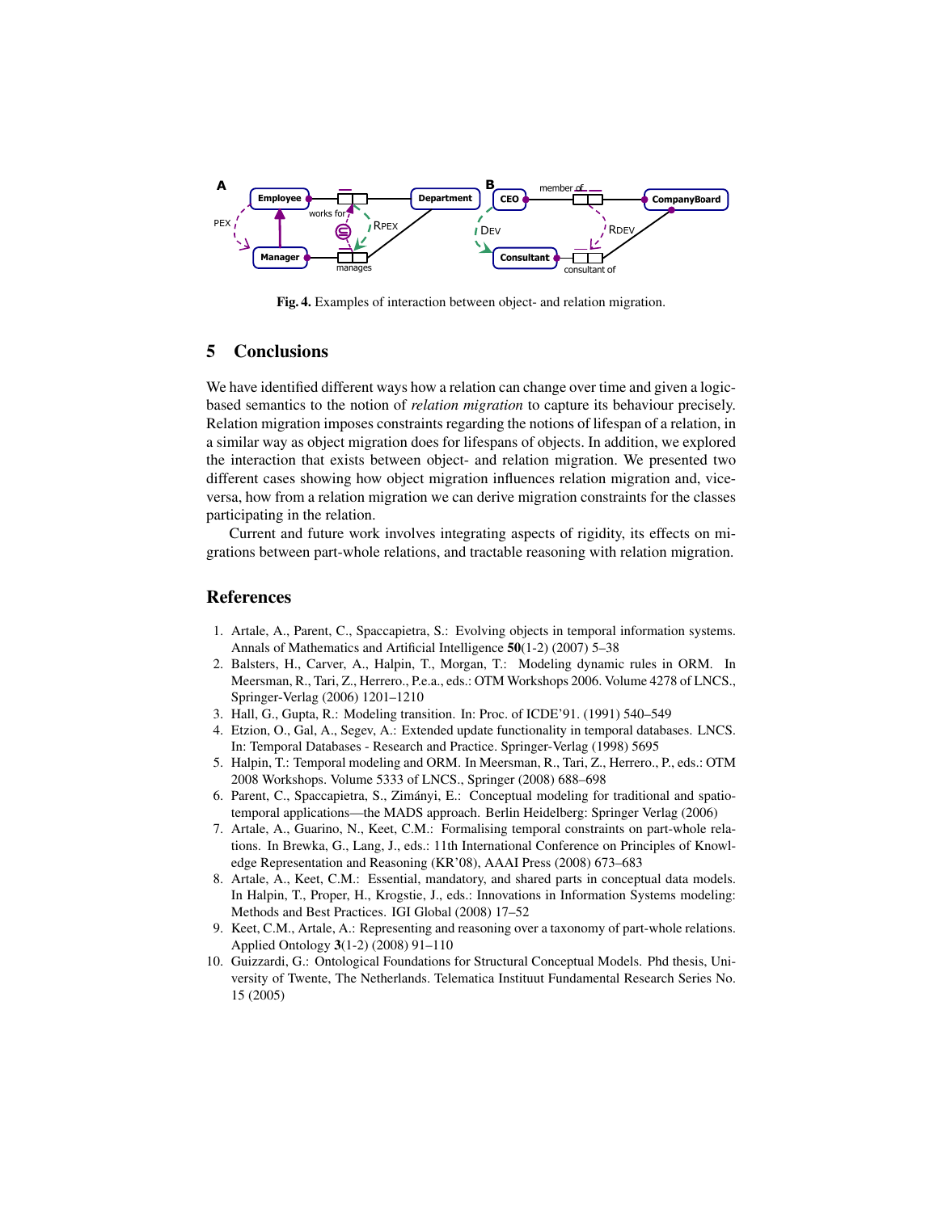A

Employee

works for

Department

PEX

RPEX

Manager

manages

B

CEO

member of

CompanyBoard

DEV

RDEV

Consultant

consultant of

**Fig. 4.** Examples of interaction between object- and relation migration.

## 5 Conclusions

We have identified different ways how a relation can change over time and given a logic-based semantics to the notion of *relation migration* to capture its behaviour precisely. Relation migration imposes constraints regarding the notions of lifespan of a relation, in a similar way as object migration does for lifespans of objects. In addition, we explored the interaction that exists between object- and relation migration. We presented two different cases showing how object migration influences relation migration and, vice-versa, how from a relation migration we can derive migration constraints for the classes participating in the relation.

Current and future work involves integrating aspects of rigidity, its effects on migrations between part-whole relations, and tractable reasoning with relation migration.

## References

1. Artale, A., Parent, C., Spaccapietra, S.: Evolving objects in temporal information systems. Annals of Mathematics and Artificial Intelligence **50**(1-2) (2007) 5–38
2. Balsters, H., Carver, A., Halpin, T., Morgan, T.: Modeling dynamic rules in ORM. In Meersman, R., Tari, Z., Herrero., P.e.a., eds.: OTM Workshops 2006. Volume 4278 of LNCS., Springer-Verlag (2006) 1201–1210
3. Hall, G., Gupta, R.: Modeling transition. In: Proc. of ICDE'91. (1991) 540–549
4. Etzion, O., Gal, A., Segev, A.: Extended update functionality in temporal databases. LNCS. In: Temporal Databases - Research and Practice. Springer-Verlag (1998) 5695
5. Halpin, T.: Temporal modeling and ORM. In Meersman, R., Tari, Z., Herrero., P., eds.: OTM 2008 Workshops. Volume 5333 of LNCS., Springer (2008) 688–698
6. Parent, C., Spaccapietra, S., Zimányi, E.: Conceptual modeling for traditional and spatio-temporal applications—the MADS approach. Berlin Heidelberg: Springer Verlag (2006)
7. Artale, A., Guarino, N., Keet, C.M.: Formalising temporal constraints on part-whole relations. In Brewka, G., Lang, J., eds.: 11th International Conference on Principles of Knowledge Representation and Reasoning (KR'08), AAAI Press (2008) 673–683
8. Artale, A., Keet, C.M.: Essential, mandatory, and shared parts in conceptual data models. In Halpin, T., Proper, H., Krogstie, J., eds.: Innovations in Information Systems modeling: Methods and Best Practices. IGI Global (2008) 17–52
9. Keet, C.M., Artale, A.: Representing and reasoning over a taxonomy of part-whole relations. Applied Ontology **3**(1-2) (2008) 91–110
10. Guizzardi, G.: Ontological Foundations for Structural Conceptual Models. Phd thesis, University of Twente, The Netherlands. Telematica Instituut Fundamental Research Series No. 15 (2005)